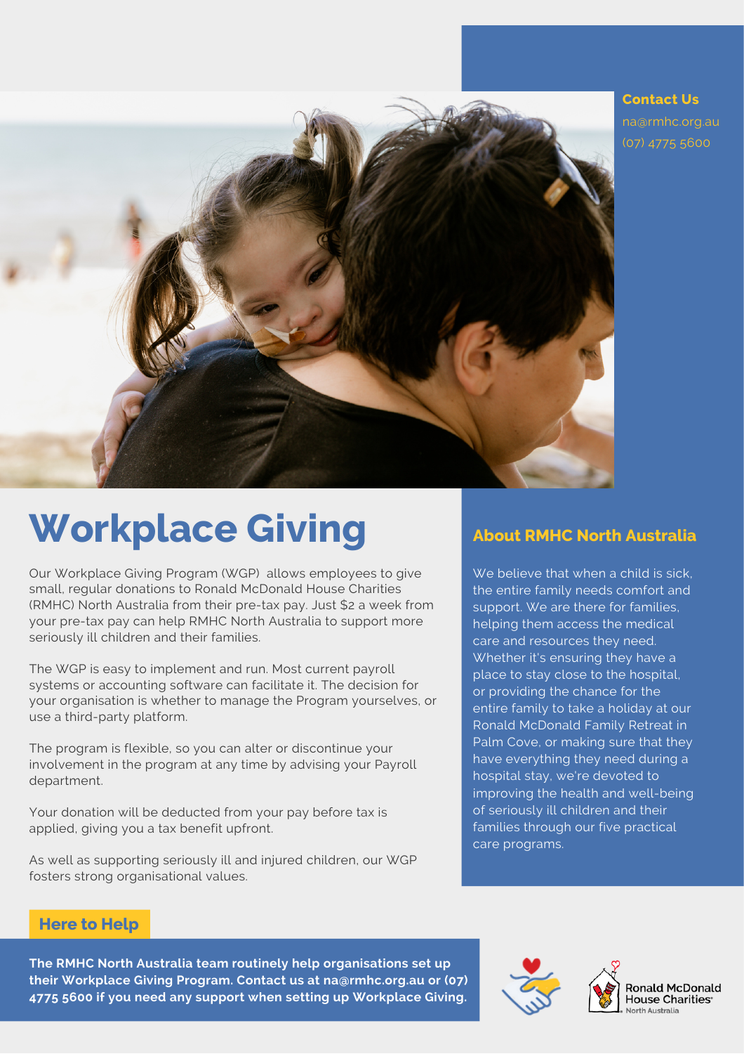# Workplace Giving

Our Workplace Giving Program (WGP) allows employees to give small, regular donations to Ronald McDonald House Charities (RMHC) North Australia from their pre-tax pay. Just $2 a week from your pre-tax pay can help RMHC North Australia to support more seriously ill children and their families.

The WGP is easy to implement and run. Most current payroll systems or accounting software can facilitate it. The decision for your organisation is whether to manage the Program yourselves, or use a third-party platform.

The program is flexible, so you can alter or discontinue your involvement in the program at any time by advising your Payroll department.

Your donation will be deducted from your pay before tax is applied, giving you a tax benefit upfront.

As well as supporting seriously ill and injured children, our WGP fosters strong organisational values.

## Contact Us

na@rmhc.org.au
(07) 4775 5600

## About RMHC North Australia

We believe that when a child is sick, the entire family needs comfort and support. We are there for families, helping them access the medical care and resources they need. Whether it's ensuring they have a place to stay close to the hospital, or providing the chance for the entire family to take a holiday at our Ronald McDonald Family Retreat in Palm Cove, or making sure that they have everything they need during a hospital stay, we're devoted to improving the health and well-being of seriously ill children and their families through our five practical care programs.

## Here to Help

**The RMHC North Australia team routinely help organisations set up their Workplace Giving Program. Contact us at na@rmhc.org.au or (07) 4775 5600 if you need any support when setting up Workplace Giving.**

Ronald McDonald House Charities North Australia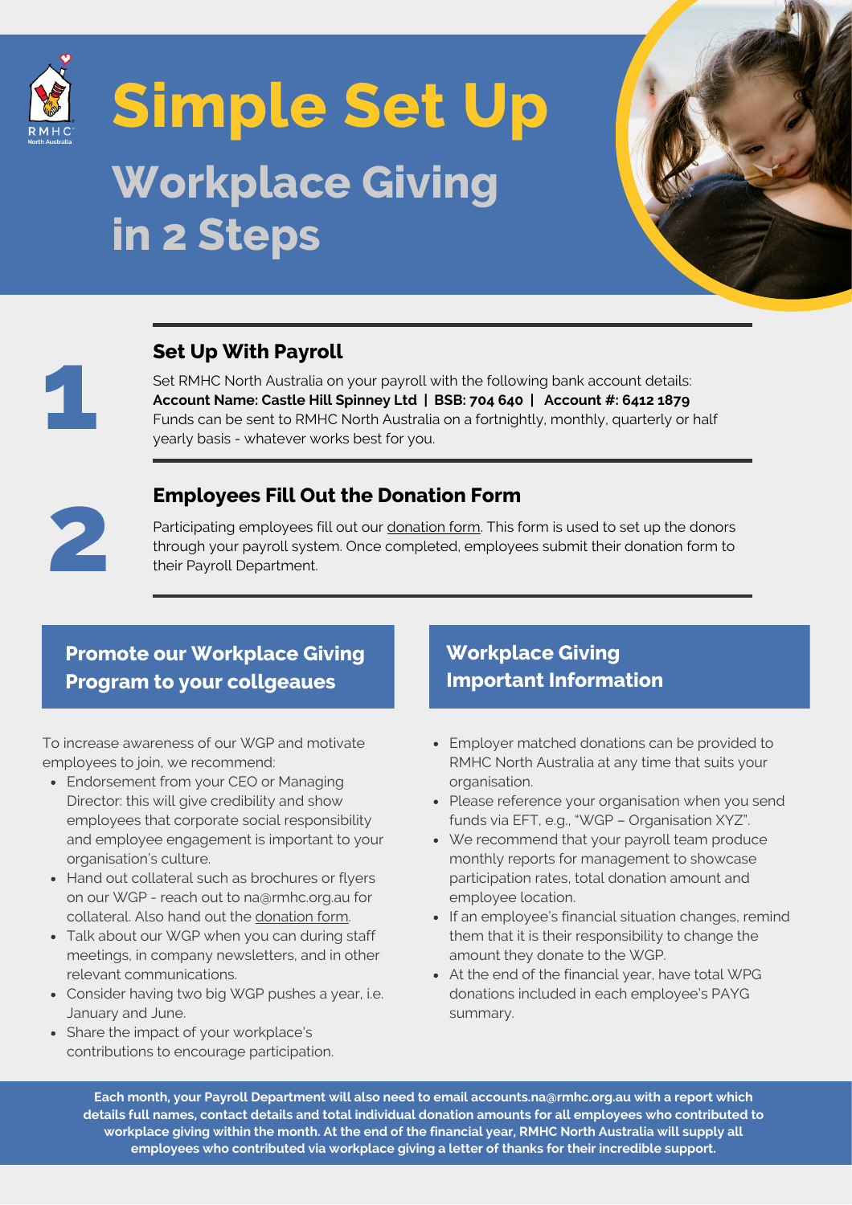# Simple Set Up

## Workplace Giving in 2 Steps

### 1. Set Up With Payroll

Set RMHC North Australia on your payroll with the following bank account details:
**Account Name: Castle Hill Spinney Ltd | BSB: 704 640 | Account #: 6412 1879**
Funds can be sent to RMHC North Australia on a fortnightly, monthly, quarterly or half yearly basis - whatever works best for you.

### 2. Employees Fill Out the Donation Form

Participating employees fill out our donation form. This form is used to set up the donors through your payroll system. Once completed, employees submit their donation form to their Payroll Department.

## Promote our Workplace Giving Program to your collgeaues

To increase awareness of our WGP and motivate employees to join, we recommend:

- Endorsement from your CEO or Managing Director: this will give credibility and show employees that corporate social responsibility and employee engagement is important to your organisation's culture.
- Hand out collateral such as brochures or flyers on our WGP - reach out to na@rmhc.org.au for collateral. Also hand out the donation form.
- Talk about our WGP when you can during staff meetings, in company newsletters, and in other relevant communications.
- Consider having two big WGP pushes a year, i.e. January and June.
- Share the impact of your workplace's contributions to encourage participation.

## Workplace Giving Important Information

- Employer matched donations can be provided to RMHC North Australia at any time that suits your organisation.
- Please reference your organisation when you send funds via EFT, e.g., "WGP – Organisation XYZ".
- We recommend that your payroll team produce monthly reports for management to showcase participation rates, total donation amount and employee location.
- If an employee's financial situation changes, remind them that it is their responsibility to change the amount they donate to the WGP.
- At the end of the financial year, have total WPG donations included in each employee's PAYG summary.

**Each month, your Payroll Department will also need to email accounts.na@rmhc.org.au with a report which details full names, contact details and total individual donation amounts for all employees who contributed to workplace giving within the month. At the end of the financial year, RMHC North Australia will supply all employees who contributed via workplace giving a letter of thanks for their incredible support.**